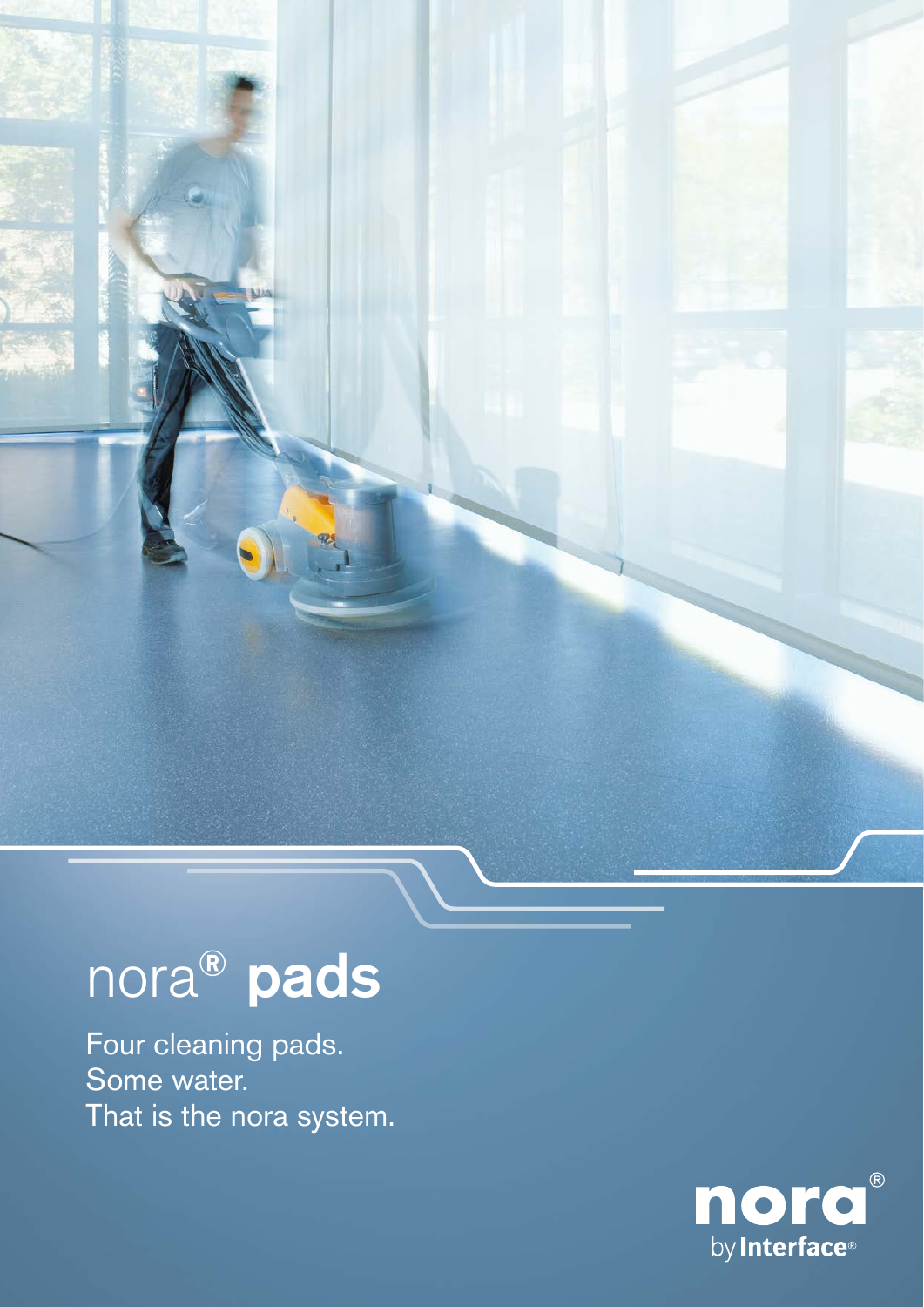# nora® **pads**

Four cleaning pads.
Some water.
That is the nora system.

nora® by Interface®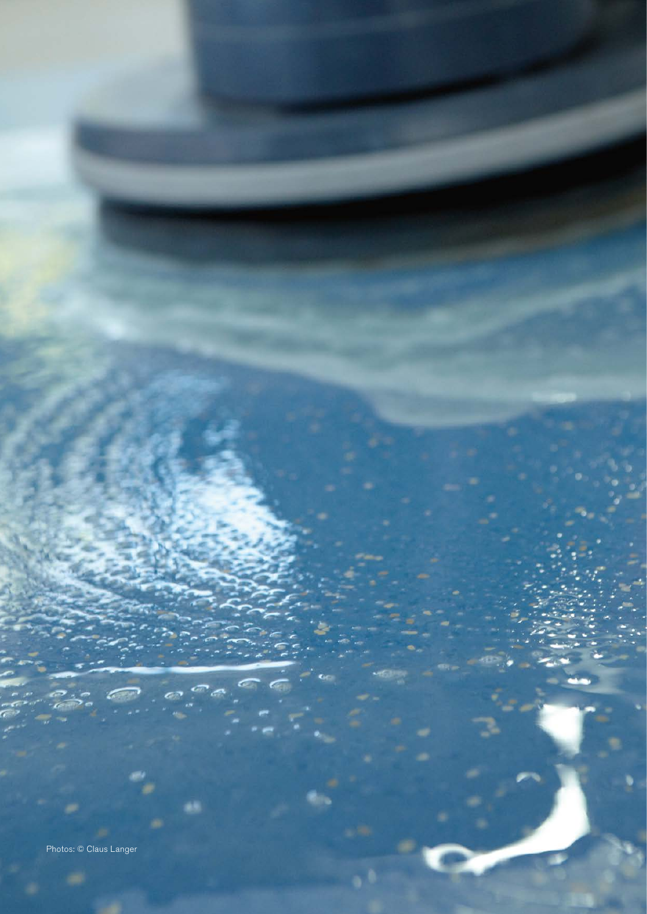Photos: © Claus Langer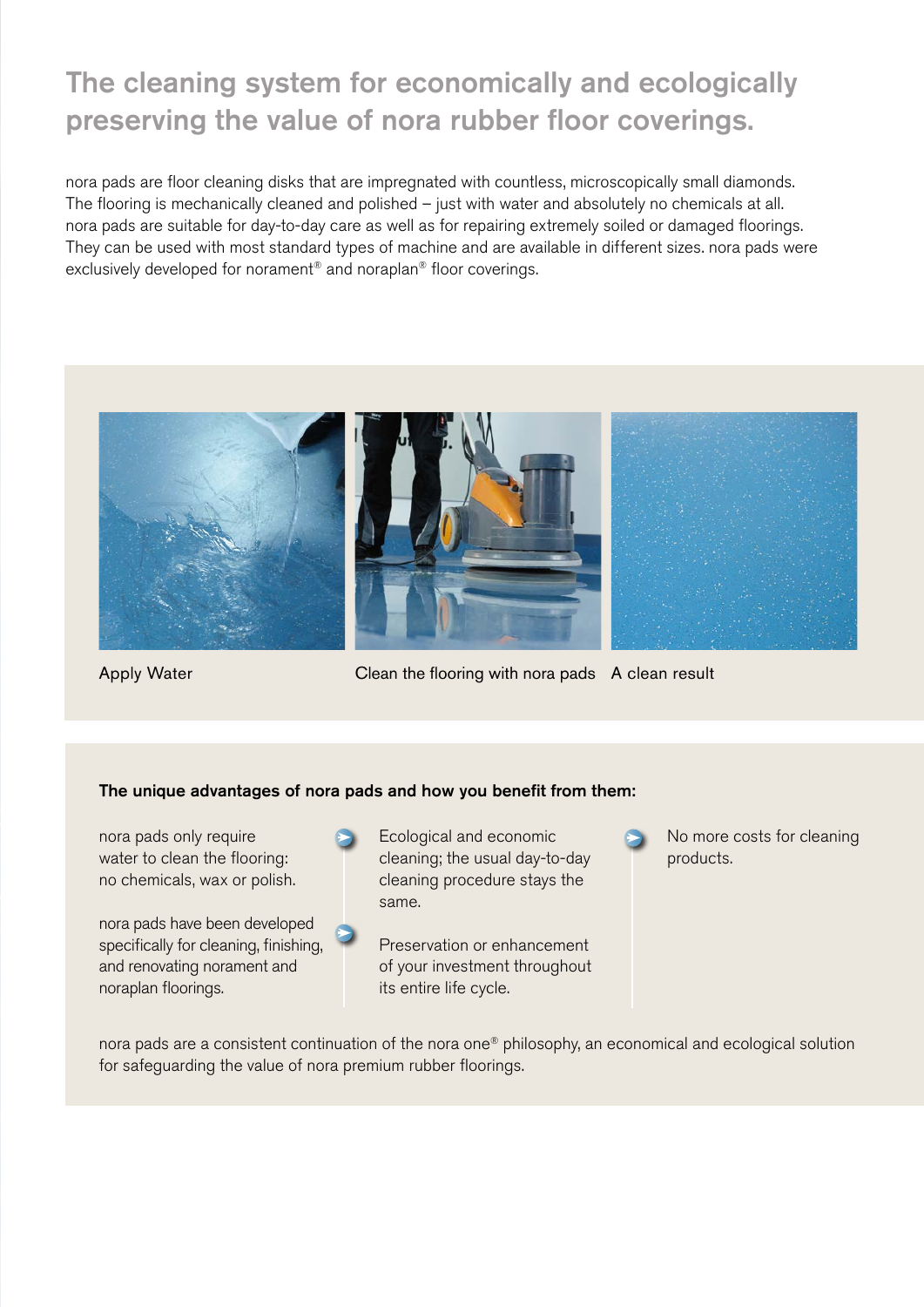# The cleaning system for economically and ecologically preserving the value of nora rubber floor coverings.

nora pads are floor cleaning disks that are impregnated with countless, microscopically small diamonds. The flooring is mechanically cleaned and polished – just with water and absolutely no chemicals at all. nora pads are suitable for day-to-day care as well as for repairing extremely soiled or damaged floorings. They can be used with most standard types of machine and are available in different sizes. nora pads were exclusively developed for norament® and noraplan® floor coverings.

Apply Water

Clean the flooring with nora pads

A clean result

**The unique advantages of nora pads and how you benefit from them:**

nora pads only require water to clean the flooring: no chemicals, wax or polish.

Ecological and economic cleaning; the usual day-to-day cleaning procedure stays the same.

No more costs for cleaning products.

nora pads have been developed specifically for cleaning, finishing, and renovating norament and noraplan floorings.

Preservation or enhancement of your investment throughout its entire life cycle.

nora pads are a consistent continuation of the nora one® philosophy, an economical and ecological solution for safeguarding the value of nora premium rubber floorings.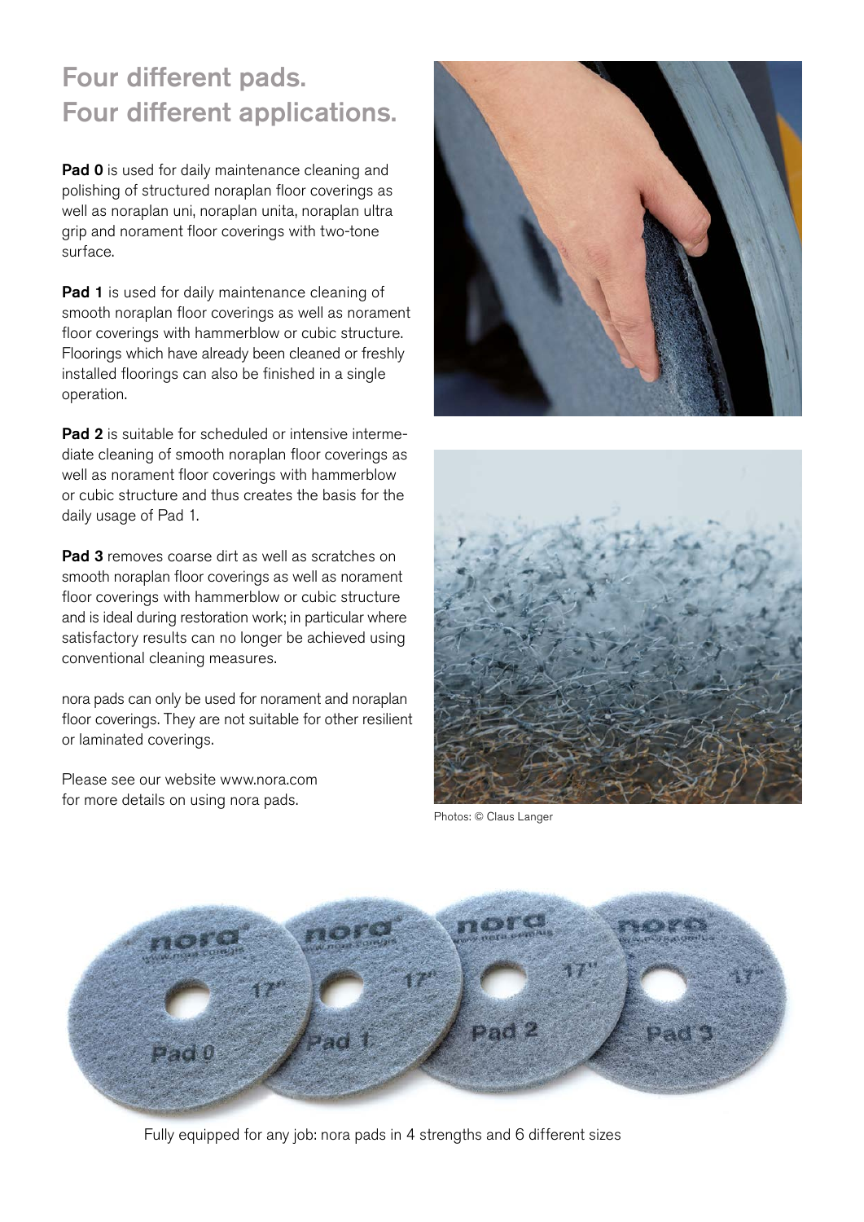## Four different pads. Four different applications.

**Pad 0** is used for daily maintenance cleaning and polishing of structured noraplan floor coverings as well as noraplan uni, noraplan unita, noraplan ultra grip and norament floor coverings with two-tone surface.

**Pad 1** is used for daily maintenance cleaning of smooth noraplan floor coverings as well as norament floor coverings with hammerblow or cubic structure. Floorings which have already been cleaned or freshly installed floorings can also be finished in a single operation.

**Pad 2** is suitable for scheduled or intensive intermediate cleaning of smooth noraplan floor coverings as well as norament floor coverings with hammerblow or cubic structure and thus creates the basis for the daily usage of Pad 1.

**Pad 3** removes coarse dirt as well as scratches on smooth noraplan floor coverings as well as norament floor coverings with hammerblow or cubic structure and is ideal during restoration work; in particular where satisfactory results can no longer be achieved using conventional cleaning measures.

nora pads can only be used for norament and noraplan floor coverings. They are not suitable for other resilient or laminated coverings.

Please see our website www.nora.com for more details on using nora pads.

Photos: © Claus Langer

Fully equipped for any job: nora pads in 4 strengths and 6 different sizes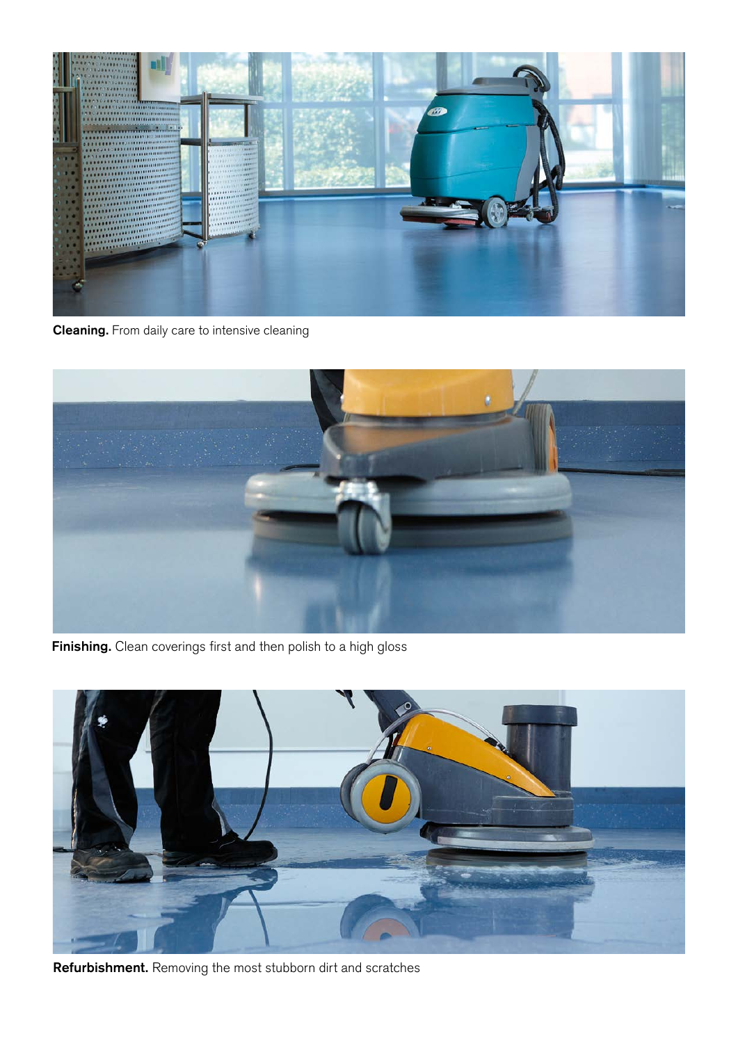**Cleaning.** From daily care to intensive cleaning

**Finishing.** Clean coverings first and then polish to a high gloss

**Refurbishment.** Removing the most stubborn dirt and scratches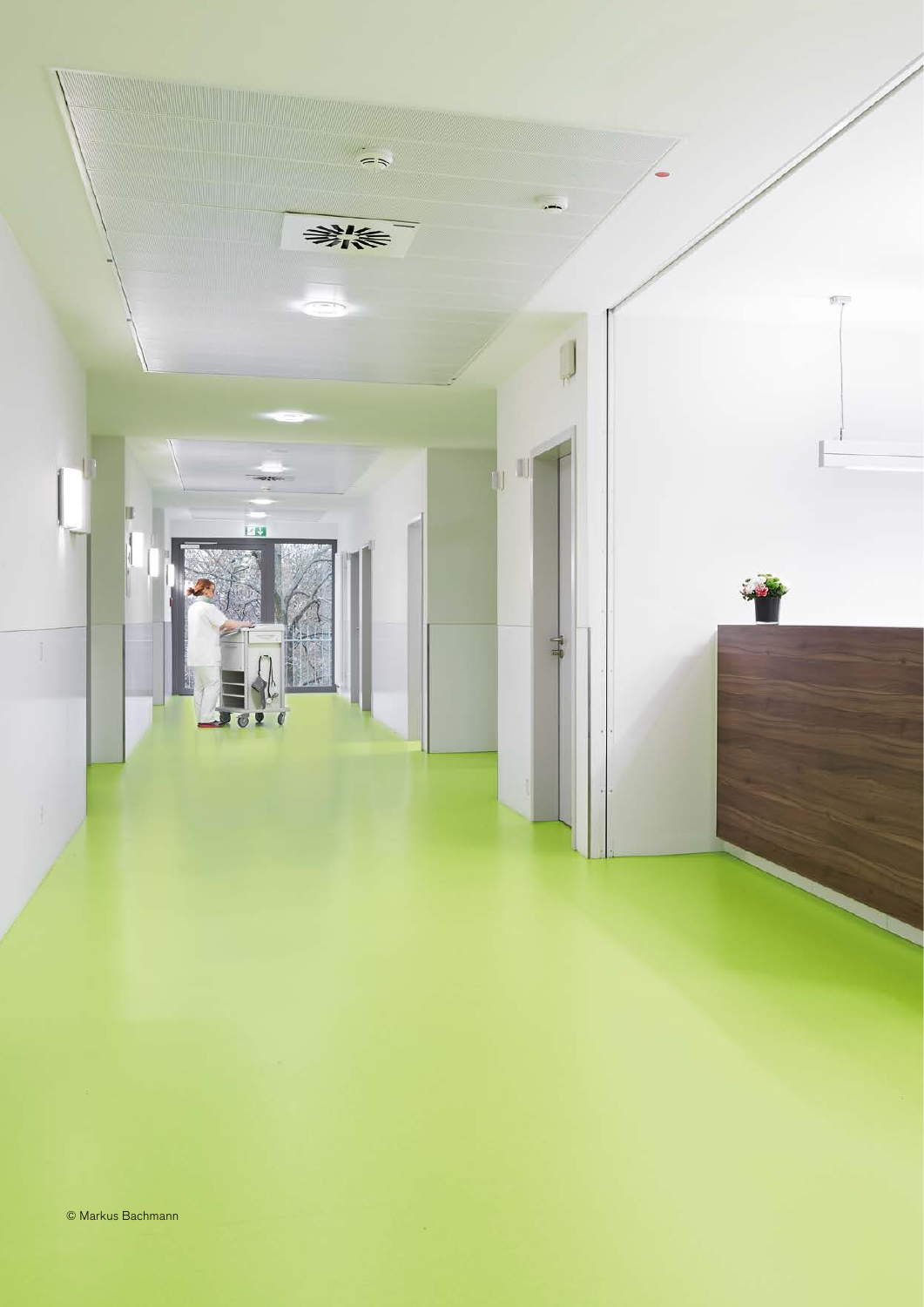© Markus Bachmann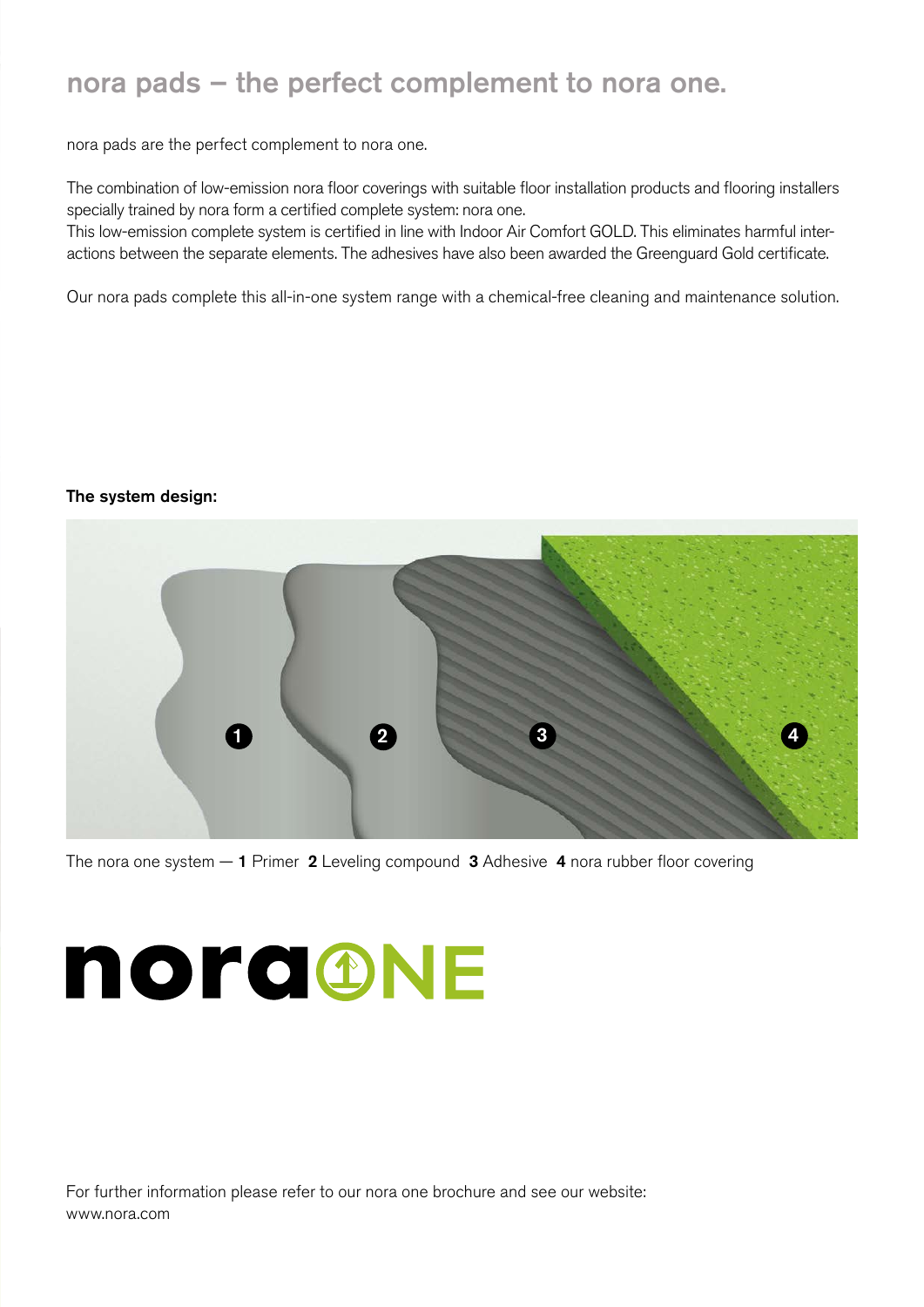## nora pads – the perfect complement to nora one.

nora pads are the perfect complement to nora one.

The combination of low-emission nora floor coverings with suitable floor installation products and flooring installers specially trained by nora form a certified complete system: nora one.
This low-emission complete system is certified in line with Indoor Air Comfort GOLD. This eliminates harmful interactions between the separate elements. The adhesives have also been awarded the Greenguard Gold certificate.

Our nora pads complete this all-in-one system range with a chemical-free cleaning and maintenance solution.

**The system design:**

The nora one system — **1** Primer **2** Leveling compound **3** Adhesive **4** nora rubber floor covering

For further information please refer to our nora one brochure and see our website:
www.nora.com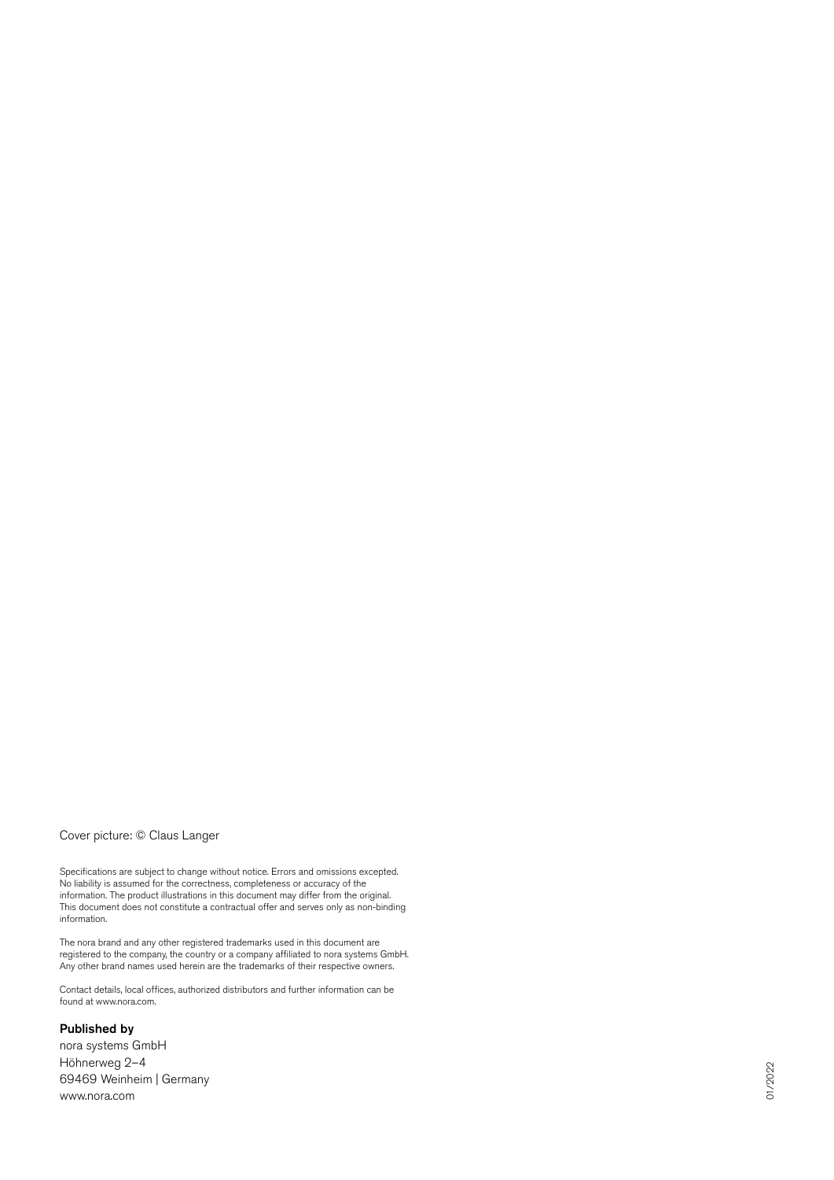Cover picture: © Claus Langer

Specifications are subject to change without notice. Errors and omissions excepted. No liability is assumed for the correctness, completeness or accuracy of the information. The product illustrations in this document may differ from the original. This document does not constitute a contractual offer and serves only as non-binding information.

The nora brand and any other registered trademarks used in this document are registered to the company, the country or a company affiliated to nora systems GmbH. Any other brand names used herein are the trademarks of their respective owners.

Contact details, local offices, authorized distributors and further information can be found at www.nora.com.

**Published by**

nora systems GmbH
Höhnerweg 2–4
69469 Weinheim | Germany
www.nora.com

01/2022